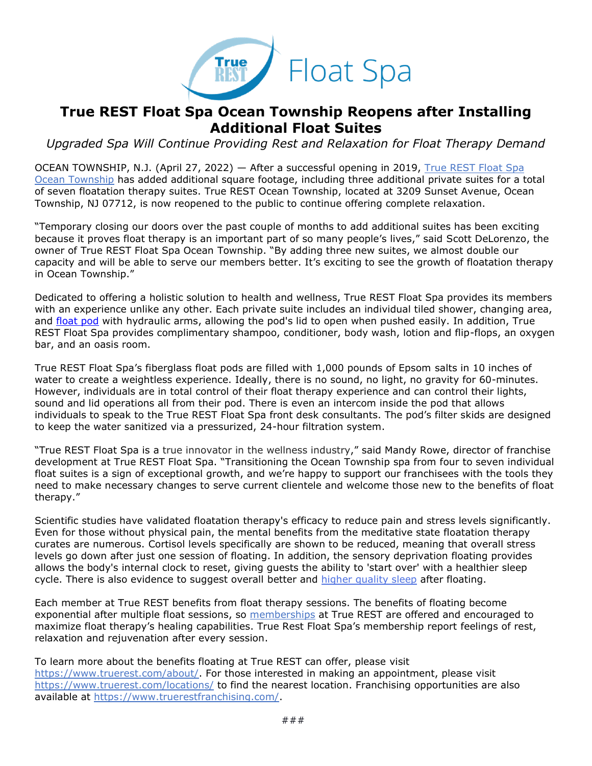True REST Float Spa

# True REST Float Spa Ocean Township Reopens after Installing Additional Float Suites

*Upgraded Spa Will Continue Providing Rest and Relaxation for Float Therapy Demand*

OCEAN TOWNSHIP, N.J. (April 27, 2022) — After a successful opening in 2019, True REST Float Spa Ocean Township has added additional square footage, including three additional private suites for a total of seven floatation therapy suites. True REST Ocean Township, located at 3209 Sunset Avenue, Ocean Township, NJ 07712, is now reopened to the public to continue offering complete relaxation.

"Temporary closing our doors over the past couple of months to add additional suites has been exciting because it proves float therapy is an important part of so many people's lives," said Scott DeLorenzo, the owner of True REST Float Spa Ocean Township. "By adding three new suites, we almost double our capacity and will be able to serve our members better. It's exciting to see the growth of floatation therapy in Ocean Township."

Dedicated to offering a holistic solution to health and wellness, True REST Float Spa provides its members with an experience unlike any other. Each private suite includes an individual tiled shower, changing area, and float pod with hydraulic arms, allowing the pod's lid to open when pushed easily. In addition, True REST Float Spa provides complimentary shampoo, conditioner, body wash, lotion and flip-flops, an oxygen bar, and an oasis room.

True REST Float Spa's fiberglass float pods are filled with 1,000 pounds of Epsom salts in 10 inches of water to create a weightless experience. Ideally, there is no sound, no light, no gravity for 60-minutes. However, individuals are in total control of their float therapy experience and can control their lights, sound and lid operations all from their pod. There is even an intercom inside the pod that allows individuals to speak to the True REST Float Spa front desk consultants. The pod's filter skids are designed to keep the water sanitized via a pressurized, 24-hour filtration system.

"True REST Float Spa is a true innovator in the wellness industry," said Mandy Rowe, director of franchise development at True REST Float Spa. "Transitioning the Ocean Township spa from four to seven individual float suites is a sign of exceptional growth, and we're happy to support our franchisees with the tools they need to make necessary changes to serve current clientele and welcome those new to the benefits of float therapy."

Scientific studies have validated floatation therapy's efficacy to reduce pain and stress levels significantly. Even for those without physical pain, the mental benefits from the meditative state floatation therapy curates are numerous. Cortisol levels specifically are shown to be reduced, meaning that overall stress levels go down after just one session of floating. In addition, the sensory deprivation floating provides allows the body's internal clock to reset, giving guests the ability to 'start over' with a healthier sleep cycle. There is also evidence to suggest overall better and higher quality sleep after floating.

Each member at True REST benefits from float therapy sessions. The benefits of floating become exponential after multiple float sessions, so memberships at True REST are offered and encouraged to maximize float therapy's healing capabilities. True Rest Float Spa's membership report feelings of rest, relaxation and rejuvenation after every session.

To learn more about the benefits floating at True REST can offer, please visit https://www.truerest.com/about/. For those interested in making an appointment, please visit https://www.truerest.com/locations/ to find the nearest location. Franchising opportunities are also available at https://www.truerestfranchising.com/.

###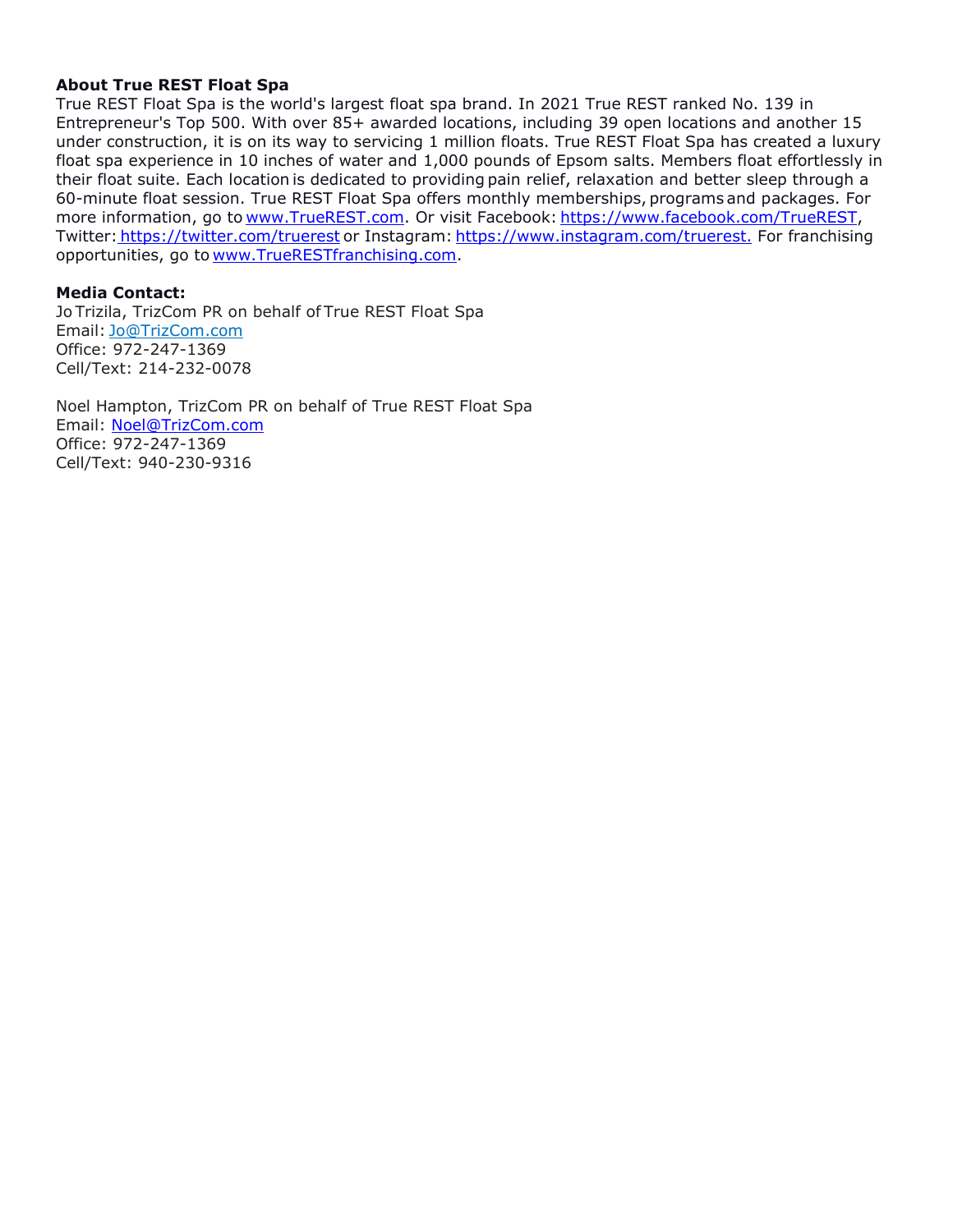**About True REST Float Spa**

True REST Float Spa is the world's largest float spa brand. In 2021 True REST ranked No. 139 in Entrepreneur's Top 500. With over 85+ awarded locations, including 39 open locations and another 15 under construction, it is on its way to servicing 1 million floats. True REST Float Spa has created a luxury float spa experience in 10 inches of water and 1,000 pounds of Epsom salts. Members float effortlessly in their float suite. Each location is dedicated to providing pain relief, relaxation and better sleep through a 60-minute float session. True REST Float Spa offers monthly memberships, programs and packages. For more information, go to www.TrueREST.com. Or visit Facebook: https://www.facebook.com/TrueREST, Twitter: https://twitter.com/truerest or Instagram: https://www.instagram.com/truerest. For franchising opportunities, go to www.TrueRESTfranchising.com.

**Media Contact:**

Jo Trizila, TrizCom PR on behalf of True REST Float Spa
Email: Jo@TrizCom.com
Office: 972-247-1369
Cell/Text: 214-232-0078

Noel Hampton, TrizCom PR on behalf of True REST Float Spa
Email: Noel@TrizCom.com
Office: 972-247-1369
Cell/Text: 940-230-9316